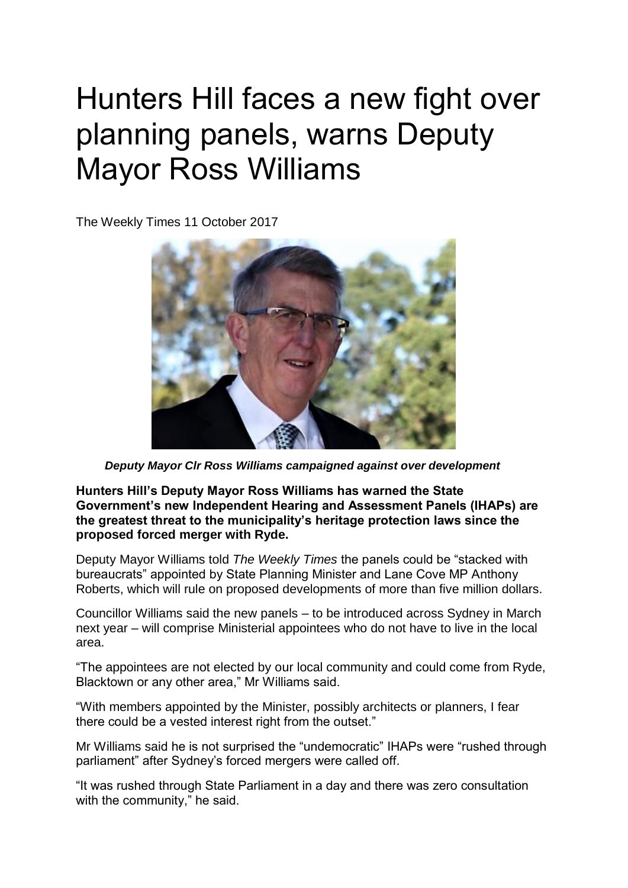# Hunters Hill faces a new fight over planning panels, warns Deputy Mayor Ross Williams

The Weekly Times 11 October 2017

***Deputy Mayor Clr Ross Williams campaigned against over development***

**Hunters Hill's Deputy Mayor Ross Williams has warned the State Government's new Independent Hearing and Assessment Panels (IHAPs) are the greatest threat to the municipality's heritage protection laws since the proposed forced merger with Ryde.**

Deputy Mayor Williams told *The Weekly Times* the panels could be "stacked with bureaucrats" appointed by State Planning Minister and Lane Cove MP Anthony Roberts, which will rule on proposed developments of more than five million dollars.

Councillor Williams said the new panels – to be introduced across Sydney in March next year – will comprise Ministerial appointees who do not have to live in the local area.

"The appointees are not elected by our local community and could come from Ryde, Blacktown or any other area," Mr Williams said.

"With members appointed by the Minister, possibly architects or planners, I fear there could be a vested interest right from the outset."

Mr Williams said he is not surprised the "undemocratic" IHAPs were "rushed through parliament" after Sydney's forced mergers were called off.

"It was rushed through State Parliament in a day and there was zero consultation with the community," he said.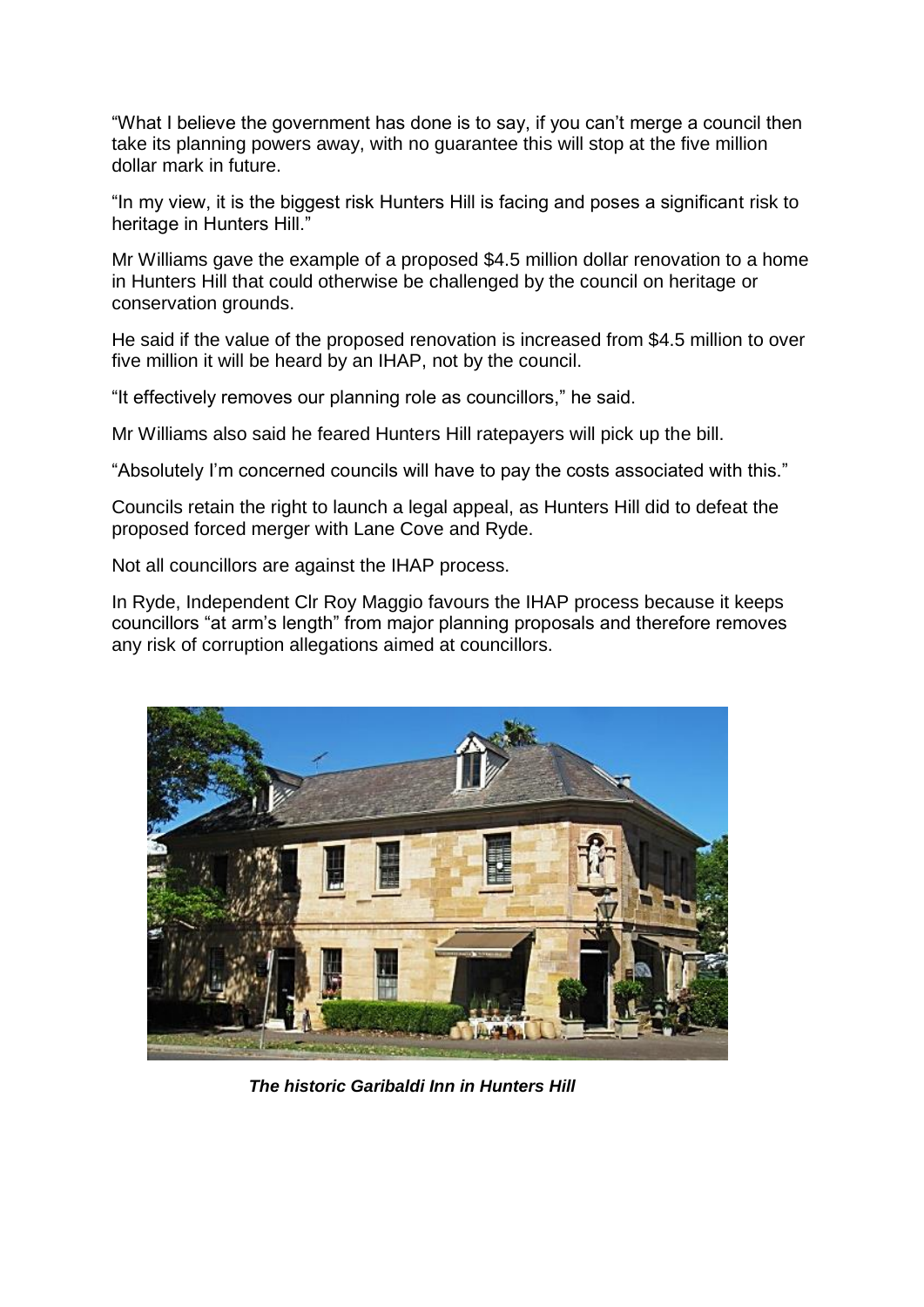"What I believe the government has done is to say, if you can't merge a council then take its planning powers away, with no guarantee this will stop at the five million dollar mark in future.

"In my view, it is the biggest risk Hunters Hill is facing and poses a significant risk to heritage in Hunters Hill."

Mr Williams gave the example of a proposed $4.5 million dollar renovation to a home in Hunters Hill that could otherwise be challenged by the council on heritage or conservation grounds.

He said if the value of the proposed renovation is increased from $4.5 million to over five million it will be heard by an IHAP, not by the council.

"It effectively removes our planning role as councillors," he said.

Mr Williams also said he feared Hunters Hill ratepayers will pick up the bill.

"Absolutely I'm concerned councils will have to pay the costs associated with this."

Councils retain the right to launch a legal appeal, as Hunters Hill did to defeat the proposed forced merger with Lane Cove and Ryde.

Not all councillors are against the IHAP process.

In Ryde, Independent Clr Roy Maggio favours the IHAP process because it keeps councillors "at arm's length" from major planning proposals and therefore removes any risk of corruption allegations aimed at councillors.

***The historic Garibaldi Inn in Hunters Hill***